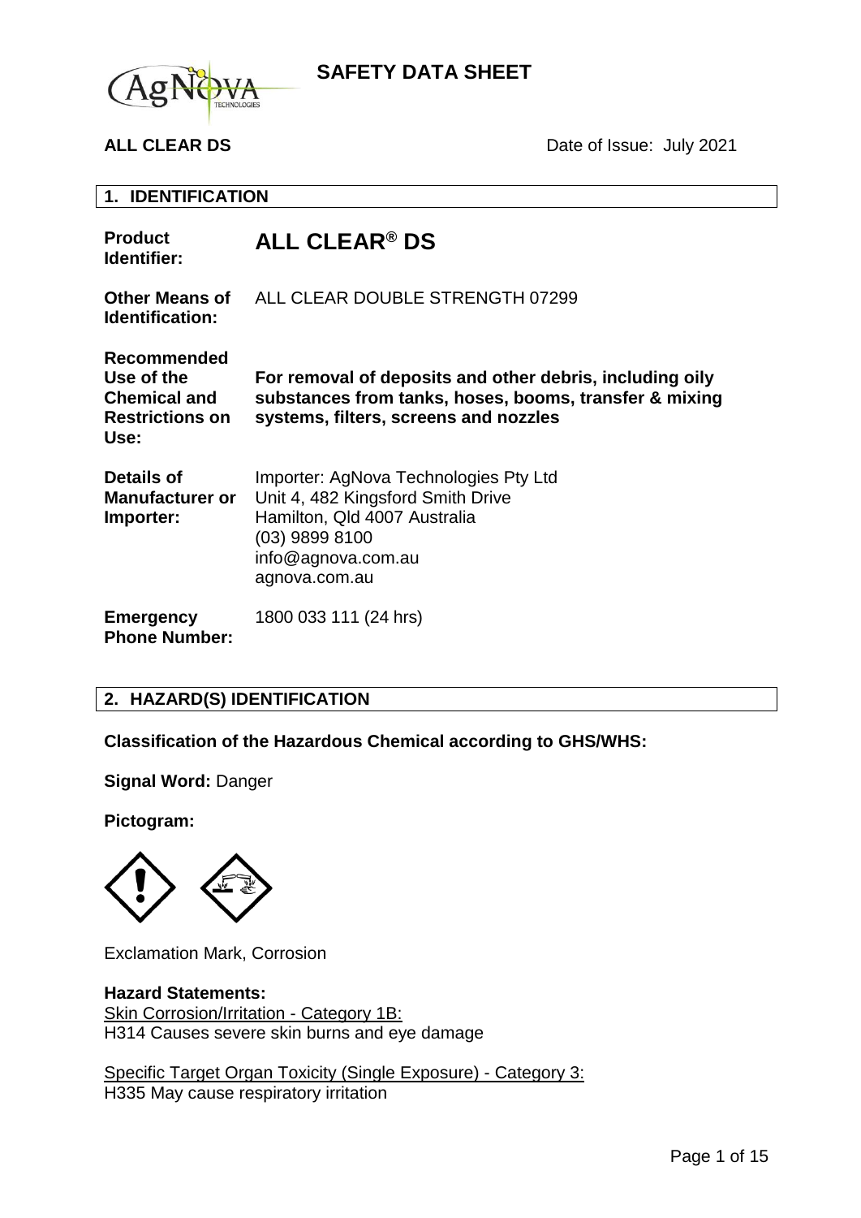# SAFETY DATA SHEET

**ALL CLEAR DS** Date of Issue: July 2021

## 1. IDENTIFICATION

| | |
|---|---|
| **Product Identifier:** | **ALL CLEAR® DS** |
| **Other Means of Identification:** | ALL CLEAR DOUBLE STRENGTH 07299 |
| **Recommended Use of the Chemical and Restrictions on Use:** | **For removal of deposits and other debris, including oily substances from tanks, hoses, booms, transfer & mixing systems, filters, screens and nozzles** |
| **Details of Manufacturer or Importer:** | Importer: AgNova Technologies Pty Ltd<br>Unit 4, 482 Kingsford Smith Drive<br>Hamilton, Qld 4007 Australia<br>(03) 9899 8100<br>info@agnova.com.au<br>agnova.com.au |
| **Emergency Phone Number:** | 1800 033 111 (24 hrs) |

## 2. HAZARD(S) IDENTIFICATION

**Classification of the Hazardous Chemical according to GHS/WHS:**

**Signal Word:** Danger

**Pictogram:**

Exclamation Mark, Corrosion

**Hazard Statements:**

Skin Corrosion/Irritation - Category 1B:
H314 Causes severe skin burns and eye damage

Specific Target Organ Toxicity (Single Exposure) - Category 3:
H335 May cause respiratory irritation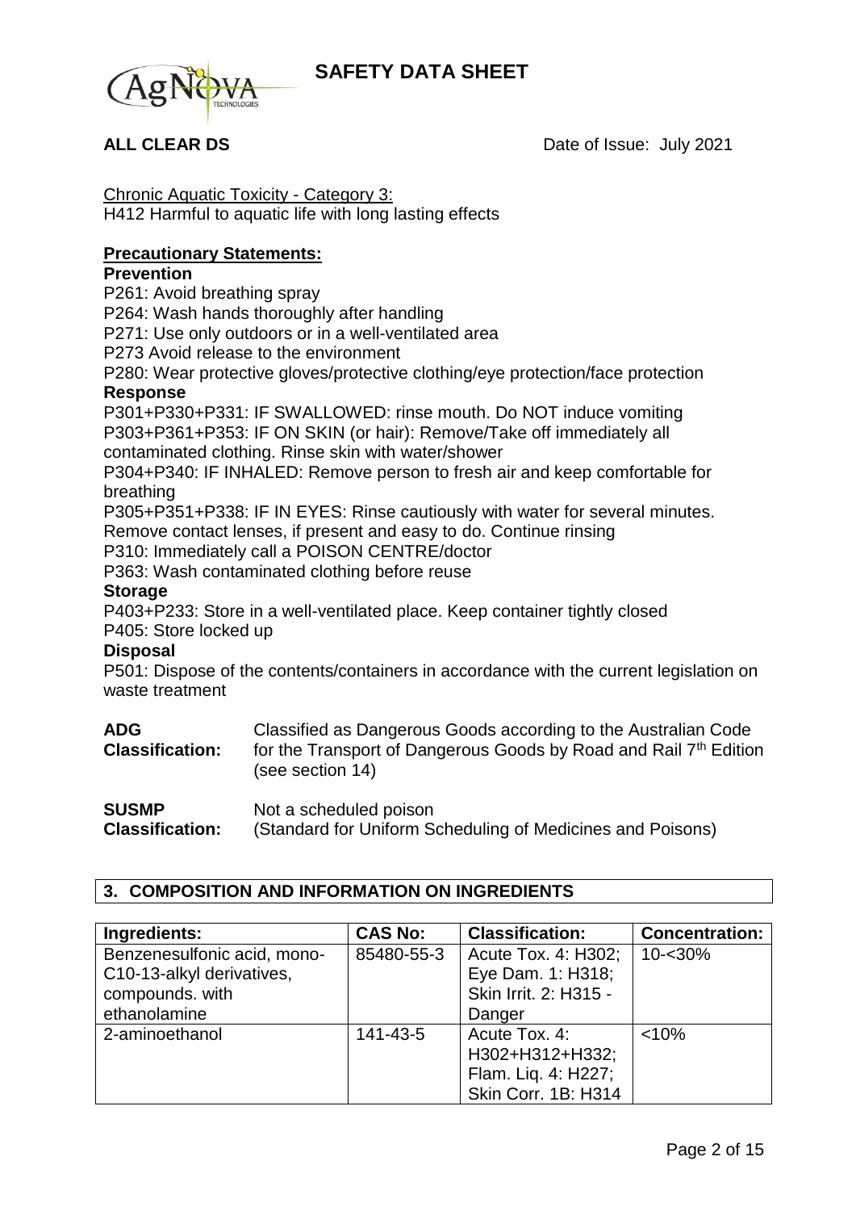Chronic Aquatic Toxicity - Category 3:
H412 Harmful to aquatic life with long lasting effects

**Precautionary Statements:**

**Prevention**

P261: Avoid breathing spray
P264: Wash hands thoroughly after handling
P271: Use only outdoors or in a well-ventilated area
P273 Avoid release to the environment
P280: Wear protective gloves/protective clothing/eye protection/face protection

**Response**

P301+P330+P331: IF SWALLOWED: rinse mouth. Do NOT induce vomiting
P303+P361+P353: IF ON SKIN (or hair): Remove/Take off immediately all contaminated clothing. Rinse skin with water/shower
P304+P340: IF INHALED: Remove person to fresh air and keep comfortable for breathing
P305+P351+P338: IF IN EYES: Rinse cautiously with water for several minutes. Remove contact lenses, if present and easy to do. Continue rinsing
P310: Immediately call a POISON CENTRE/doctor
P363: Wash contaminated clothing before reuse

**Storage**

P403+P233: Store in a well-ventilated place. Keep container tightly closed
P405: Store locked up

**Disposal**

P501: Dispose of the contents/containers in accordance with the current legislation on waste treatment

**ADG Classification:** Classified as Dangerous Goods according to the Australian Code for the Transport of Dangerous Goods by Road and Rail 7th Edition (see section 14)

**SUSMP Classification:** Not a scheduled poison (Standard for Uniform Scheduling of Medicines and Poisons)

## 3. COMPOSITION AND INFORMATION ON INGREDIENTS

| Ingredients: | CAS No: | Classification: | Concentration: |
|---|---|---|---|
| Benzenesulfonic acid, mono-C10-13-alkyl derivatives, compounds. with ethanolamine | 85480-55-3 | Acute Tox. 4: H302; Eye Dam. 1: H318; Skin Irrit. 2: H315 - Danger | 10-<30% |
| 2-aminoethanol | 141-43-5 | Acute Tox. 4: H302+H312+H332; Flam. Liq. 4: H227; Skin Corr. 1B: H314 | <10% |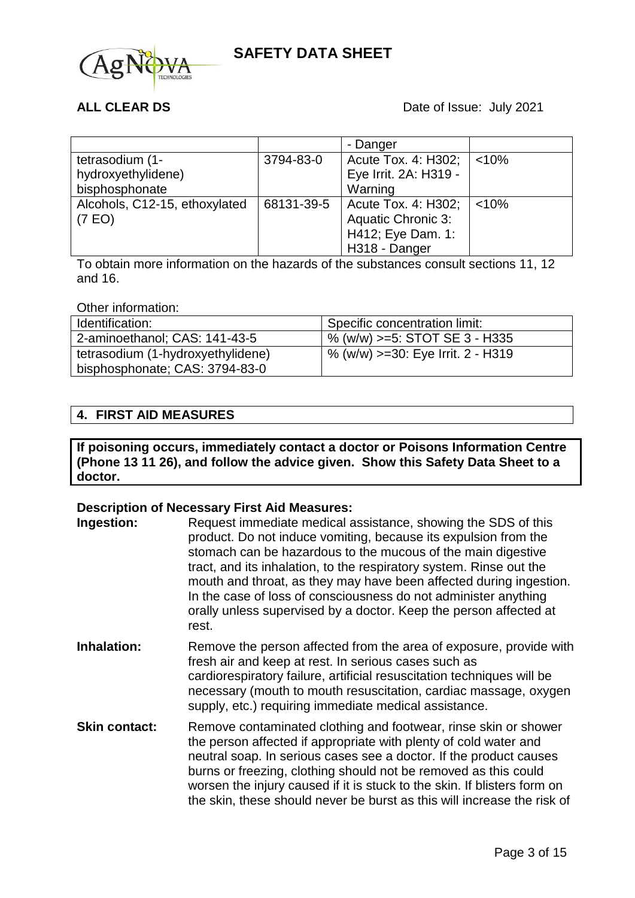| | | - Danger | |
|---|---|---|---|
| tetrasodium (1-hydroxyethylidene) bisphosphonate | 3794-83-0 | Acute Tox. 4: H302; Eye Irrit. 2A: H319 - Warning | <10% |
| Alcohols, C12-15, ethoxylated (7 EO) | 68131-39-5 | Acute Tox. 4: H302; Aquatic Chronic 3: H412; Eye Dam. 1: H318 - Danger | <10% |

To obtain more information on the hazards of the substances consult sections 11, 12 and 16.

Other information:

| Identification: | Specific concentration limit: |
|---|---|
| 2-aminoethanol; CAS: 141-43-5 | % (w/w) >=5: STOT SE 3 - H335 |
| tetrasodium (1-hydroxyethylidene) bisphosphonate; CAS: 3794-83-0 | % (w/w) >=30: Eye Irrit. 2 - H319 |

## 4. FIRST AID MEASURES

**If poisoning occurs, immediately contact a doctor or Poisons Information Centre (Phone 13 11 26), and follow the advice given. Show this Safety Data Sheet to a doctor.**

**Description of Necessary First Aid Measures:**

**Ingestion:** Request immediate medical assistance, showing the SDS of this product. Do not induce vomiting, because its expulsion from the stomach can be hazardous to the mucous of the main digestive tract, and its inhalation, to the respiratory system. Rinse out the mouth and throat, as they may have been affected during ingestion. In the case of loss of consciousness do not administer anything orally unless supervised by a doctor. Keep the person affected at rest.

**Inhalation:** Remove the person affected from the area of exposure, provide with fresh air and keep at rest. In serious cases such as cardiorespiratory failure, artificial resuscitation techniques will be necessary (mouth to mouth resuscitation, cardiac massage, oxygen supply, etc.) requiring immediate medical assistance.

**Skin contact:** Remove contaminated clothing and footwear, rinse skin or shower the person affected if appropriate with plenty of cold water and neutral soap. In serious cases see a doctor. If the product causes burns or freezing, clothing should not be removed as this could worsen the injury caused if it is stuck to the skin. If blisters form on the skin, these should never be burst as this will increase the risk of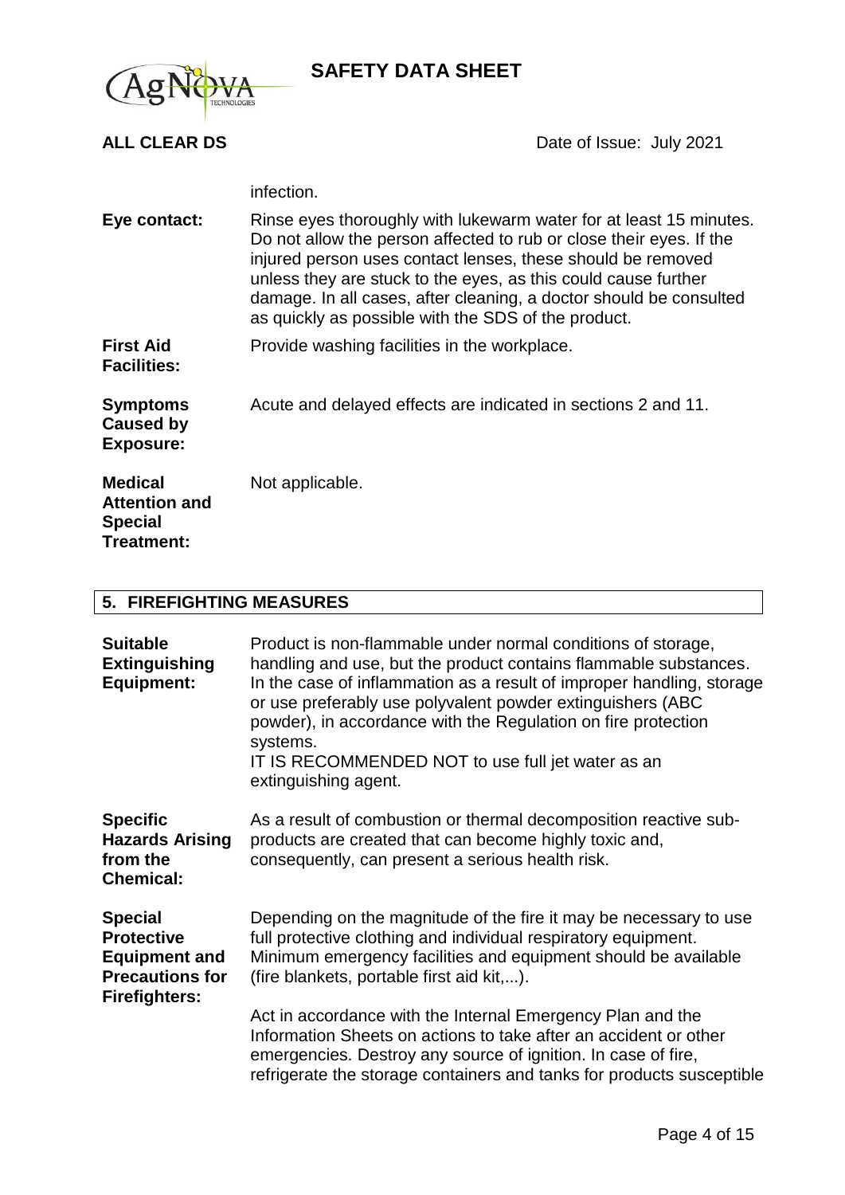infection.

**Eye contact:** Rinse eyes thoroughly with lukewarm water for at least 15 minutes. Do not allow the person affected to rub or close their eyes. If the injured person uses contact lenses, these should be removed unless they are stuck to the eyes, as this could cause further damage. In all cases, after cleaning, a doctor should be consulted as quickly as possible with the SDS of the product.

**First Aid Facilities:** Provide washing facilities in the workplace.

**Symptoms Caused by Exposure:** Acute and delayed effects are indicated in sections 2 and 11.

**Medical Attention and Special Treatment:** Not applicable.

## 5. FIREFIGHTING MEASURES

**Suitable Extinguishing Equipment:** Product is non-flammable under normal conditions of storage, handling and use, but the product contains flammable substances. In the case of inflammation as a result of improper handling, storage or use preferably use polyvalent powder extinguishers (ABC powder), in accordance with the Regulation on fire protection systems.
IT IS RECOMMENDED NOT to use full jet water as an extinguishing agent.

**Specific Hazards Arising from the Chemical:** As a result of combustion or thermal decomposition reactive sub-products are created that can become highly toxic and, consequently, can present a serious health risk.

**Special Protective Equipment and Precautions for Firefighters:** Depending on the magnitude of the fire it may be necessary to use full protective clothing and individual respiratory equipment. Minimum emergency facilities and equipment should be available (fire blankets, portable first aid kit,...).

Act in accordance with the Internal Emergency Plan and the Information Sheets on actions to take after an accident or other emergencies. Destroy any source of ignition. In case of fire, refrigerate the storage containers and tanks for products susceptible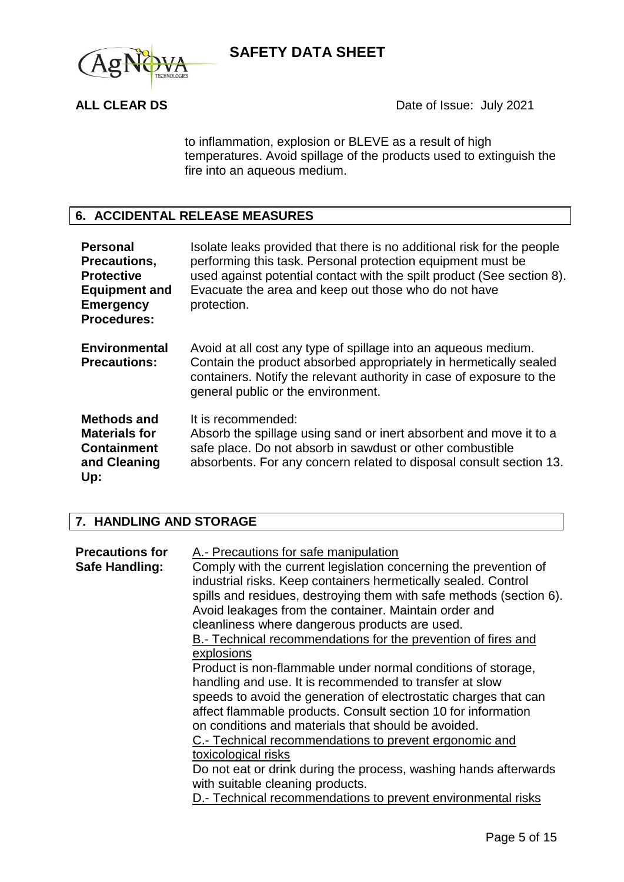to inflammation, explosion or BLEVE as a result of high temperatures. Avoid spillage of the products used to extinguish the fire into an aqueous medium.

## 6. ACCIDENTAL RELEASE MEASURES

**Personal Precautions, Protective Equipment and Emergency Procedures:** Isolate leaks provided that there is no additional risk for the people performing this task. Personal protection equipment must be used against potential contact with the spilt product (See section 8). Evacuate the area and keep out those who do not have protection.

**Environmental Precautions:** Avoid at all cost any type of spillage into an aqueous medium. Contain the product absorbed appropriately in hermetically sealed containers. Notify the relevant authority in case of exposure to the general public or the environment.

**Methods and Materials for Containment and Cleaning Up:** It is recommended:
Absorb the spillage using sand or inert absorbent and move it to a safe place. Do not absorb in sawdust or other combustible absorbents. For any concern related to disposal consult section 13.

## 7. HANDLING AND STORAGE

**Precautions for Safe Handling:**

A.- Precautions for safe manipulation

Comply with the current legislation concerning the prevention of industrial risks. Keep containers hermetically sealed. Control spills and residues, destroying them with safe methods (section 6). Avoid leakages from the container. Maintain order and cleanliness where dangerous products are used.

B.- Technical recommendations for the prevention of fires and explosions

Product is non-flammable under normal conditions of storage, handling and use. It is recommended to transfer at slow speeds to avoid the generation of electrostatic charges that can affect flammable products. Consult section 10 for information on conditions and materials that should be avoided.

C.- Technical recommendations to prevent ergonomic and toxicological risks

Do not eat or drink during the process, washing hands afterwards with suitable cleaning products.

D.- Technical recommendations to prevent environmental risks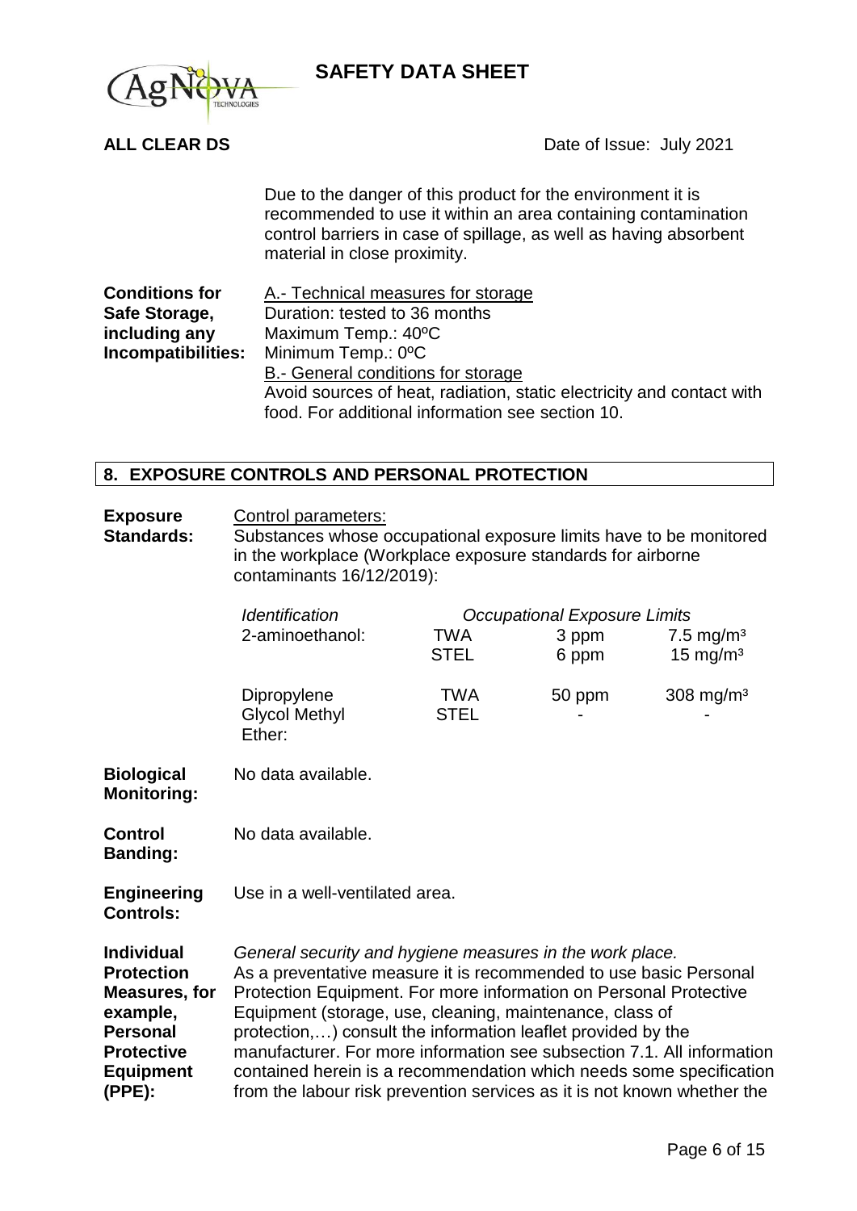Due to the danger of this product for the environment it is recommended to use it within an area containing contamination control barriers in case of spillage, as well as having absorbent material in close proximity.

**Conditions for Safe Storage, including any Incompatibilities:**

A.- Technical measures for storage
Duration: tested to 36 months
Maximum Temp.: 40ºC
Minimum Temp.: 0ºC

B.- General conditions for storage
Avoid sources of heat, radiation, static electricity and contact with food. For additional information see section 10.

## 8. EXPOSURE CONTROLS AND PERSONAL PROTECTION

**Exposure Standards:**

Control parameters:
Substances whose occupational exposure limits have to be monitored in the workplace (Workplace exposure standards for airborne contaminants 16/12/2019):

| *Identification* | *Occupational Exposure Limits* | | |
|---|---|---|---|
| 2-aminoethanol: | TWA | 3 ppm | 7.5 mg/m³ |
| | STEL | 6 ppm | 15 mg/m³ |
| Dipropylene Glycol Methyl Ether: | TWA | 50 ppm | 308 mg/m³ |
| | STEL | - | - |

**Biological Monitoring:** No data available.

**Control Banding:** No data available.

**Engineering Controls:** Use in a well-ventilated area.

**Individual Protection Measures, for example, Personal Protective Equipment (PPE):**

*General security and hygiene measures in the work place.*
As a preventative measure it is recommended to use basic Personal Protection Equipment. For more information on Personal Protective Equipment (storage, use, cleaning, maintenance, class of protection,…) consult the information leaflet provided by the manufacturer. For more information see subsection 7.1. All information contained herein is a recommendation which needs some specification from the labour risk prevention services as it is not known whether the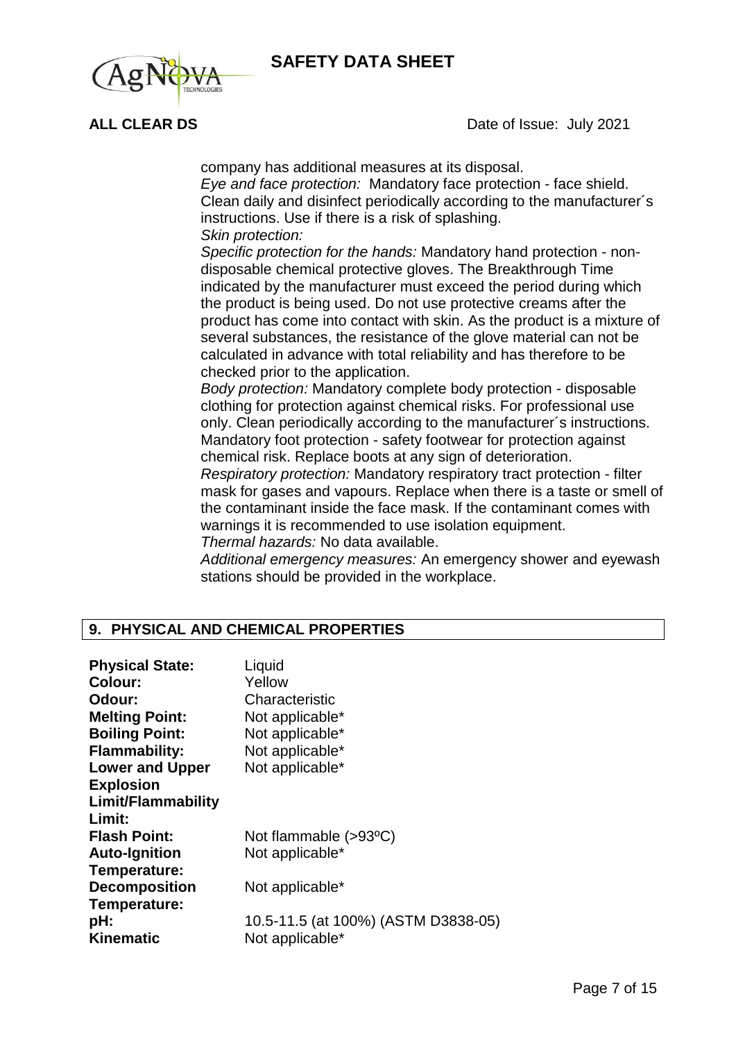company has additional measures at its disposal.

*Eye and face protection:* Mandatory face protection - face shield. Clean daily and disinfect periodically according to the manufacturer´s instructions. Use if there is a risk of splashing.

*Skin protection:*

*Specific protection for the hands:* Mandatory hand protection - non-disposable chemical protective gloves. The Breakthrough Time indicated by the manufacturer must exceed the period during which the product is being used. Do not use protective creams after the product has come into contact with skin. As the product is a mixture of several substances, the resistance of the glove material can not be calculated in advance with total reliability and has therefore to be checked prior to the application.

*Body protection:* Mandatory complete body protection - disposable clothing for protection against chemical risks. For professional use only. Clean periodically according to the manufacturer´s instructions. Mandatory foot protection - safety footwear for protection against chemical risk. Replace boots at any sign of deterioration.

*Respiratory protection:* Mandatory respiratory tract protection - filter mask for gases and vapours. Replace when there is a taste or smell of the contaminant inside the face mask. If the contaminant comes with warnings it is recommended to use isolation equipment.

*Thermal hazards:* No data available.

*Additional emergency measures:* An emergency shower and eyewash stations should be provided in the workplace.

## 9. PHYSICAL AND CHEMICAL PROPERTIES

| | |
|---|---|
| **Physical State:** | Liquid |
| **Colour:** | Yellow |
| **Odour:** | Characteristic |
| **Melting Point:** | Not applicable* |
| **Boiling Point:** | Not applicable* |
| **Flammability:** | Not applicable* |
| **Lower and Upper Explosion Limit/Flammability Limit:** | Not applicable* |
| **Flash Point:** | Not flammable (>93ºC) |
| **Auto-Ignition Temperature:** | Not applicable* |
| **Decomposition Temperature:** | Not applicable* |
| **pH:** | 10.5-11.5 (at 100%) (ASTM D3838-05) |
| **Kinematic** | Not applicable* |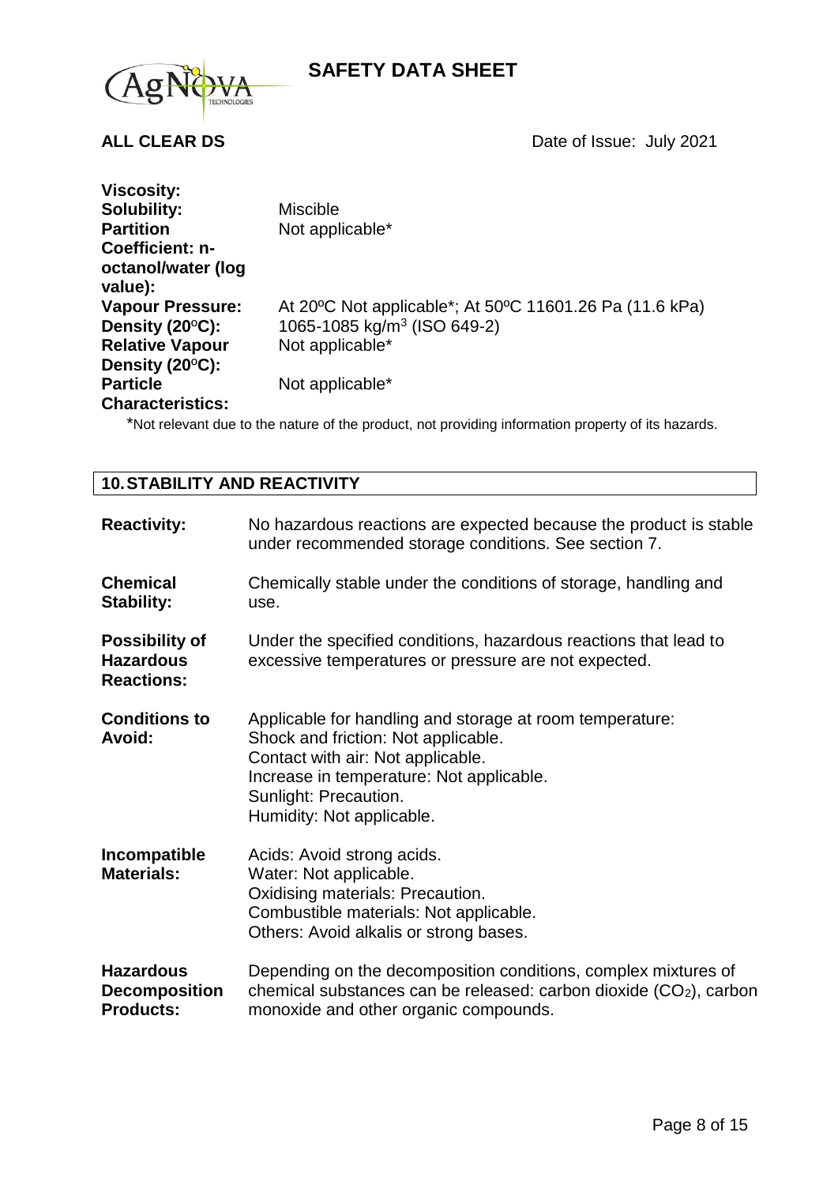| | |
|---|---|
| **Viscosity:** | |
| **Solubility:** | Miscible |
| **Partition Coefficient: n-octanol/water (log value):** | Not applicable* |
| **Vapour Pressure:** | At 20ºC Not applicable*; At 50ºC 11601.26 Pa (11.6 kPa) |
| **Density (20°C):** | 1065-1085 kg/m$^3$ (ISO 649-2) |
| **Relative Vapour Density (20°C):** | Not applicable* |
| **Particle Characteristics:** | Not applicable* |

*Not relevant due to the nature of the product, not providing information property of its hazards.

## 10. STABILITY AND REACTIVITY

**Reactivity:** No hazardous reactions are expected because the product is stable under recommended storage conditions. See section 7.

**Chemical Stability:** Chemically stable under the conditions of storage, handling and use.

**Possibility of Hazardous Reactions:** Under the specified conditions, hazardous reactions that lead to excessive temperatures or pressure are not expected.

**Conditions to Avoid:** Applicable for handling and storage at room temperature:
Shock and friction: Not applicable.
Contact with air: Not applicable.
Increase in temperature: Not applicable.
Sunlight: Precaution.
Humidity: Not applicable.

**Incompatible Materials:** Acids: Avoid strong acids.
Water: Not applicable.
Oxidising materials: Precaution.
Combustible materials: Not applicable.
Others: Avoid alkalis or strong bases.

**Hazardous Decomposition Products:** Depending on the decomposition conditions, complex mixtures of chemical substances can be released: carbon dioxide ($CO_2$), carbon monoxide and other organic compounds.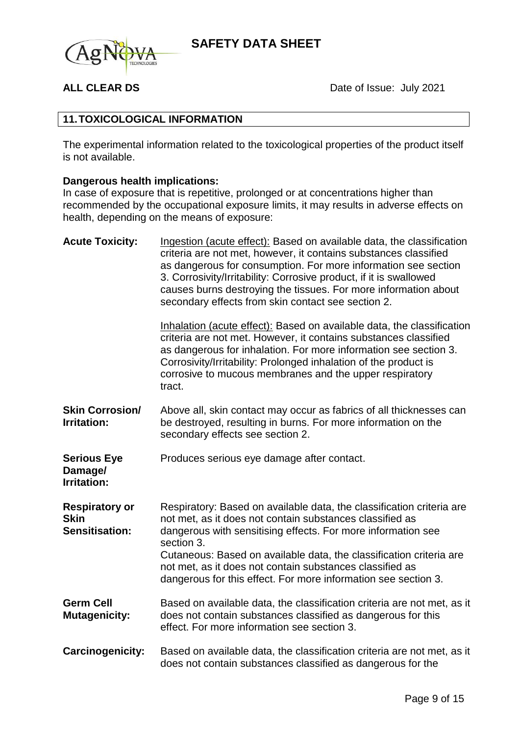## 11. TOXICOLOGICAL INFORMATION

The experimental information related to the toxicological properties of the product itself is not available.

**Dangerous health implications:**
In case of exposure that is repetitive, prolonged or at concentrations higher than recommended by the occupational exposure limits, it may results in adverse effects on health, depending on the means of exposure:

**Acute Toxicity:** Ingestion (acute effect): Based on available data, the classification criteria are not met, however, it contains substances classified as dangerous for consumption. For more information see section 3. Corrosivity/Irritability: Corrosive product, if it is swallowed causes burns destroying the tissues. For more information about secondary effects from skin contact see section 2.

Inhalation (acute effect): Based on available data, the classification criteria are not met. However, it contains substances classified as dangerous for inhalation. For more information see section 3. Corrosivity/Irritability: Prolonged inhalation of the product is corrosive to mucous membranes and the upper respiratory tract.

**Skin Corrosion/ Irritation:** Above all, skin contact may occur as fabrics of all thicknesses can be destroyed, resulting in burns. For more information on the secondary effects see section 2.

**Serious Eye Damage/ Irritation:** Produces serious eye damage after contact.

**Respiratory or Skin Sensitisation:** Respiratory: Based on available data, the classification criteria are not met, as it does not contain substances classified as dangerous with sensitising effects. For more information see section 3.
Cutaneous: Based on available data, the classification criteria are not met, as it does not contain substances classified as dangerous for this effect. For more information see section 3.

**Germ Cell Mutagenicity:** Based on available data, the classification criteria are not met, as it does not contain substances classified as dangerous for this effect. For more information see section 3.

**Carcinogenicity:** Based on available data, the classification criteria are not met, as it does not contain substances classified as dangerous for the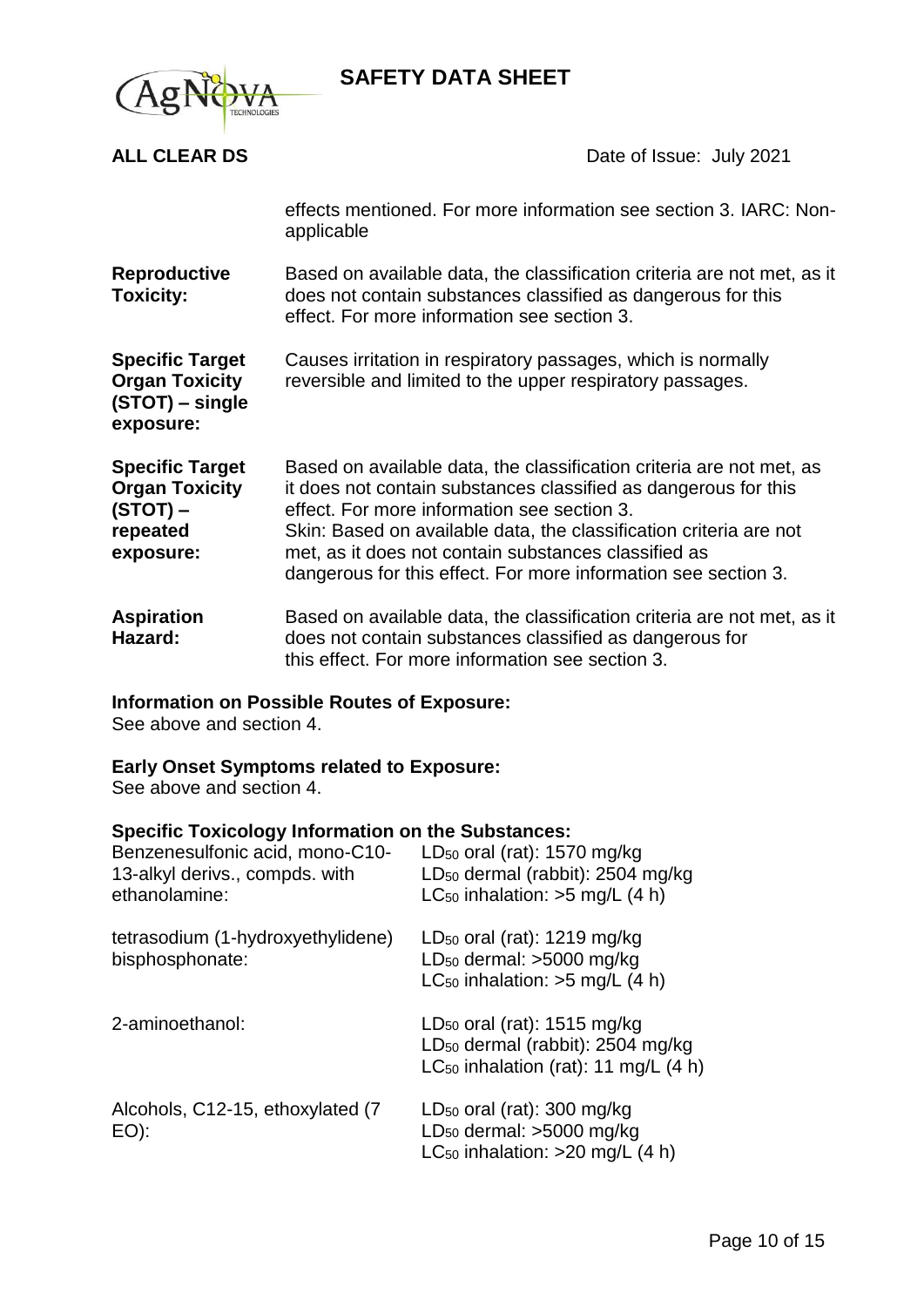effects mentioned. For more information see section 3. IARC: Non-applicable

**Reproductive Toxicity:** Based on available data, the classification criteria are not met, as it does not contain substances classified as dangerous for this effect. For more information see section 3.

**Specific Target Organ Toxicity (STOT) – single exposure:** Causes irritation in respiratory passages, which is normally reversible and limited to the upper respiratory passages.

**Specific Target Organ Toxicity (STOT) – repeated exposure:** Based on available data, the classification criteria are not met, as it does not contain substances classified as dangerous for this effect. For more information see section 3.
Skin: Based on available data, the classification criteria are not met, as it does not contain substances classified as dangerous for this effect. For more information see section 3.

**Aspiration Hazard:** Based on available data, the classification criteria are not met, as it does not contain substances classified as dangerous for this effect. For more information see section 3.

**Information on Possible Routes of Exposure:**
See above and section 4.

**Early Onset Symptoms related to Exposure:**
See above and section 4.

**Specific Toxicology Information on the Substances:**

| Substance | Toxicology |
|---|---|
| Benzenesulfonic acid, mono-C10-13-alkyl derivs., compds. with ethanolamine: | $LD_{50}$ oral (rat): 1570 mg/kg<br>$LD_{50}$ dermal (rabbit): 2504 mg/kg<br>$LC_{50}$ inhalation: >5 mg/L (4 h) |
| tetrasodium (1-hydroxyethylidene) bisphosphonate: | $LD_{50}$ oral (rat): 1219 mg/kg<br>$LD_{50}$ dermal: >5000 mg/kg<br>$LC_{50}$ inhalation: >5 mg/L (4 h) |
| 2-aminoethanol: | $LD_{50}$ oral (rat): 1515 mg/kg<br>$LD_{50}$ dermal (rabbit): 2504 mg/kg<br>$LC_{50}$ inhalation (rat): 11 mg/L (4 h) |
| Alcohols, C12-15, ethoxylated (7 EO): | $LD_{50}$ oral (rat): 300 mg/kg<br>$LD_{50}$ dermal: >5000 mg/kg<br>$LC_{50}$ inhalation: >20 mg/L (4 h) |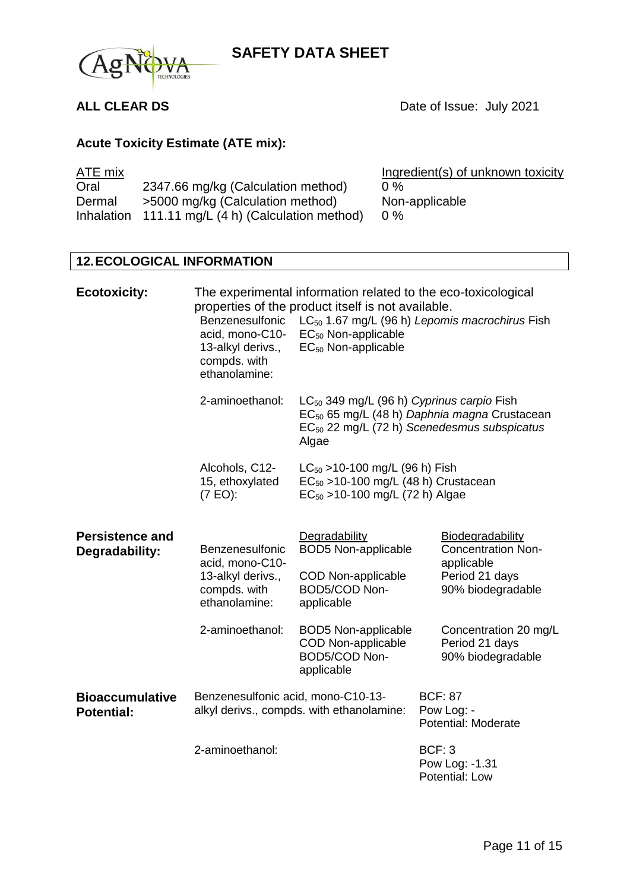**ALL CLEAR DS** Date of Issue: July 2021

### Acute Toxicity Estimate (ATE mix):

| ATE mix | | Ingredient(s) of unknown toxicity |
|---|---|---|
| Oral | 2347.66 mg/kg (Calculation method) | 0 % |
| Dermal | >5000 mg/kg (Calculation method) | Non-applicable |
| Inhalation | 111.11 mg/L (4 h) (Calculation method) | 0 % |

## 12. ECOLOGICAL INFORMATION

**Ecotoxicity:** The experimental information related to the eco-toxicological properties of the product itself is not available.

| | |
|---|---|
| Benzenesulfonic acid, mono-C10-13-alkyl derivs., compds. with ethanolamine: | $LC_{50}$ 1.67 mg/L (96 h) *Lepomis macrochirus* Fish<br>$EC_{50}$ Non-applicable<br>$EC_{50}$ Non-applicable |
| 2-aminoethanol: | $LC_{50}$ 349 mg/L (96 h) *Cyprinus carpio* Fish<br>$EC_{50}$ 65 mg/L (48 h) *Daphnia magna* Crustacean<br>$EC_{50}$ 22 mg/L (72 h) *Scenedesmus subspicatus* Algae |
| Alcohols, C12-15, ethoxylated (7 EO): | $LC_{50}$ >10-100 mg/L (96 h) Fish<br>$EC_{50}$ >10-100 mg/L (48 h) Crustacean<br>$EC_{50}$ >10-100 mg/L (72 h) Algae |

**Persistence and Degradability:**

| | Degradability | Biodegradability |
|---|---|---|
| Benzenesulfonic acid, mono-C10-13-alkyl derivs., compds. with ethanolamine: | BOD5 Non-applicable<br>COD Non-applicable<br>BOD5/COD Non-applicable | Concentration Non-applicable<br>Period 21 days<br>90% biodegradable |
| 2-aminoethanol: | BOD5 Non-applicable<br>COD Non-applicable<br>BOD5/COD Non-applicable | Concentration 20 mg/L<br>Period 21 days<br>90% biodegradable |

**Bioaccumulative Potential:**

| | |
|---|---|
| Benzenesulfonic acid, mono-C10-13-alkyl derivs., compds. with ethanolamine: | BCF: 87<br>Pow Log: -<br>Potential: Moderate |
| 2-aminoethanol: | BCF: 3<br>Pow Log: -1.31<br>Potential: Low |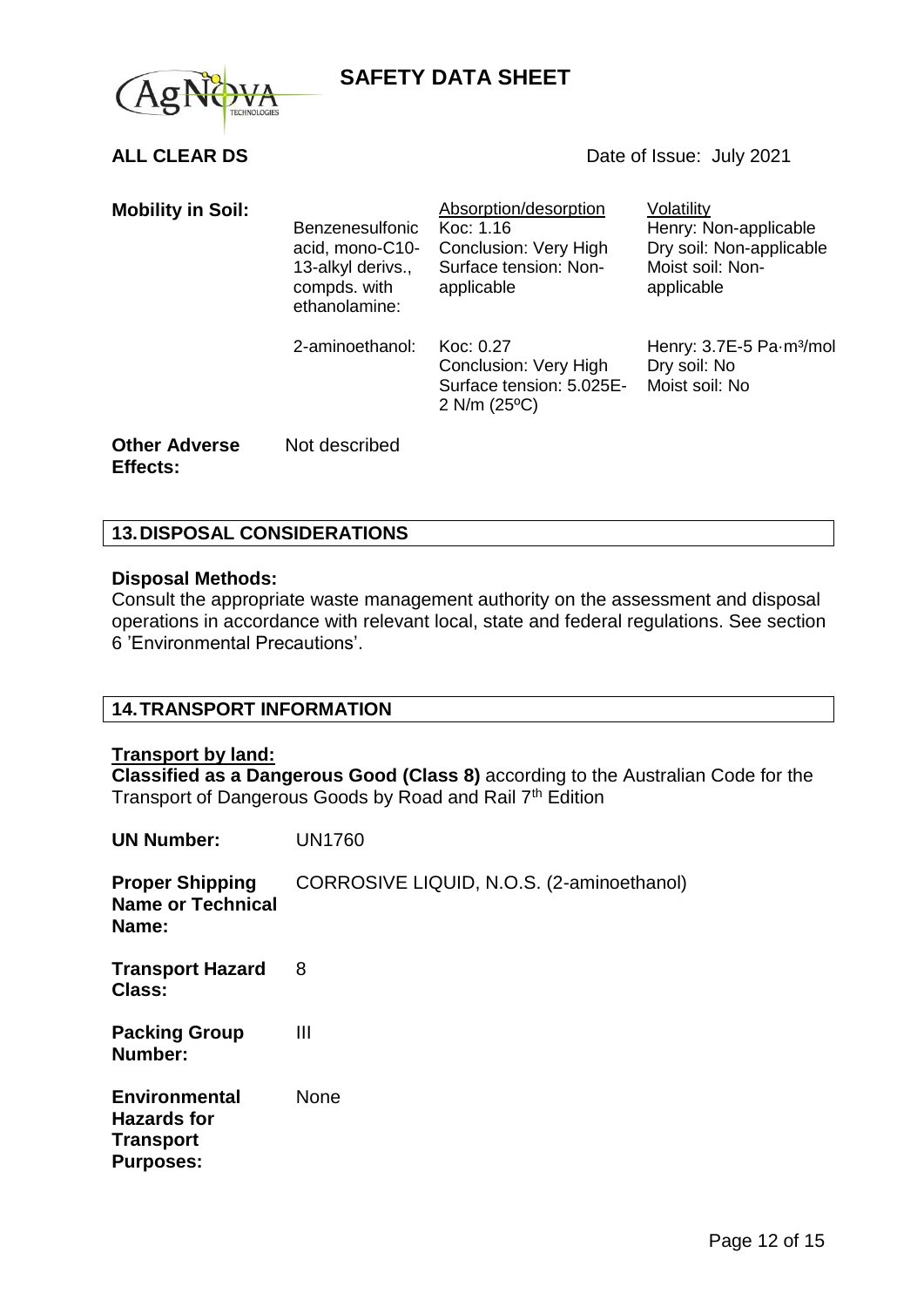**Mobility in Soil:**

| | Absorption/desorption | Volatility |
|---|---|---|
| Benzenesulfonic acid, mono-C10-13-alkyl derivs., compds. with ethanolamine: | Koc: 1.16<br>Conclusion: Very High<br>Surface tension: Non-applicable | Henry: Non-applicable<br>Dry soil: Non-applicable<br>Moist soil: Non-applicable |
| 2-aminoethanol: | Koc: 0.27<br>Conclusion: Very High<br>Surface tension: 5.025E-2 N/m (25ºC) | Henry: 3.7E-5 Pa·m³/mol<br>Dry soil: No<br>Moist soil: No |

**Other Adverse Effects:** Not described

## 13. DISPOSAL CONSIDERATIONS

**Disposal Methods:**

Consult the appropriate waste management authority on the assessment and disposal operations in accordance with relevant local, state and federal regulations. See section 6 'Environmental Precautions'.

## 14. TRANSPORT INFORMATION

**Transport by land:**

**Classified as a Dangerous Good (Class 8)** according to the Australian Code for the Transport of Dangerous Goods by Road and Rail 7th Edition

**UN Number:** UN1760

**Proper Shipping Name or Technical Name:** CORROSIVE LIQUID, N.O.S. (2-aminoethanol)

**Transport Hazard Class:** 8

**Packing Group Number:** III

**Environmental Hazards for Transport Purposes:** None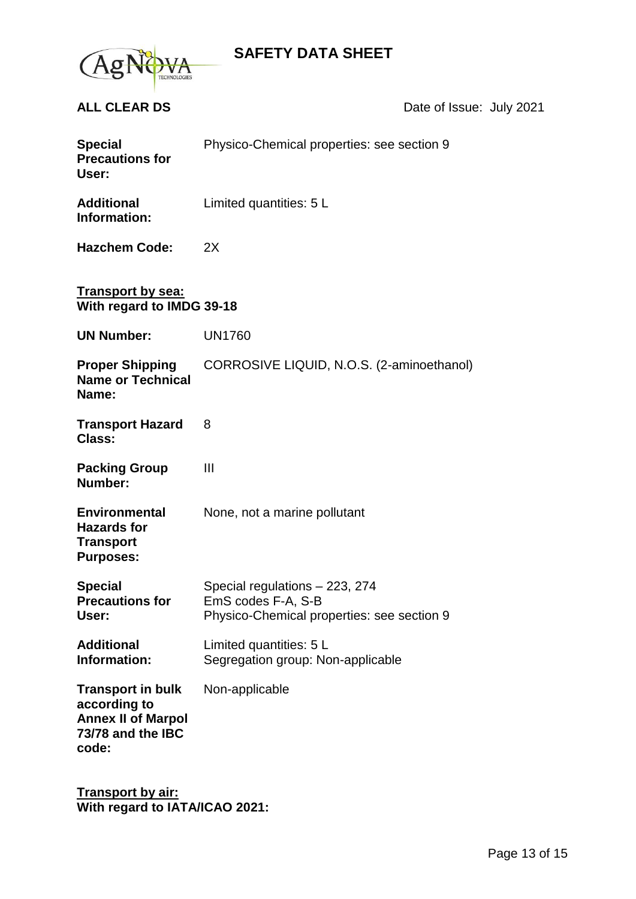**Special Precautions for User:** Physico-Chemical properties: see section 9

**Additional Information:** Limited quantities: 5 L

**Hazchem Code:** 2X

**Transport by sea:**
**With regard to IMDG 39-18**

**UN Number:** UN1760

**Proper Shipping Name or Technical Name:** CORROSIVE LIQUID, N.O.S. (2-aminoethanol)

**Transport Hazard Class:** 8

**Packing Group Number:** III

**Environmental Hazards for Transport Purposes:** None, not a marine pollutant

**Special Precautions for User:** Special regulations – 223, 274
EmS codes F-A, S-B
Physico-Chemical properties: see section 9

**Additional Information:** Limited quantities: 5 L
Segregation group: Non-applicable

**Transport in bulk according to Annex II of Marpol 73/78 and the IBC code:** Non-applicable

**Transport by air:**
**With regard to IATA/ICAO 2021:**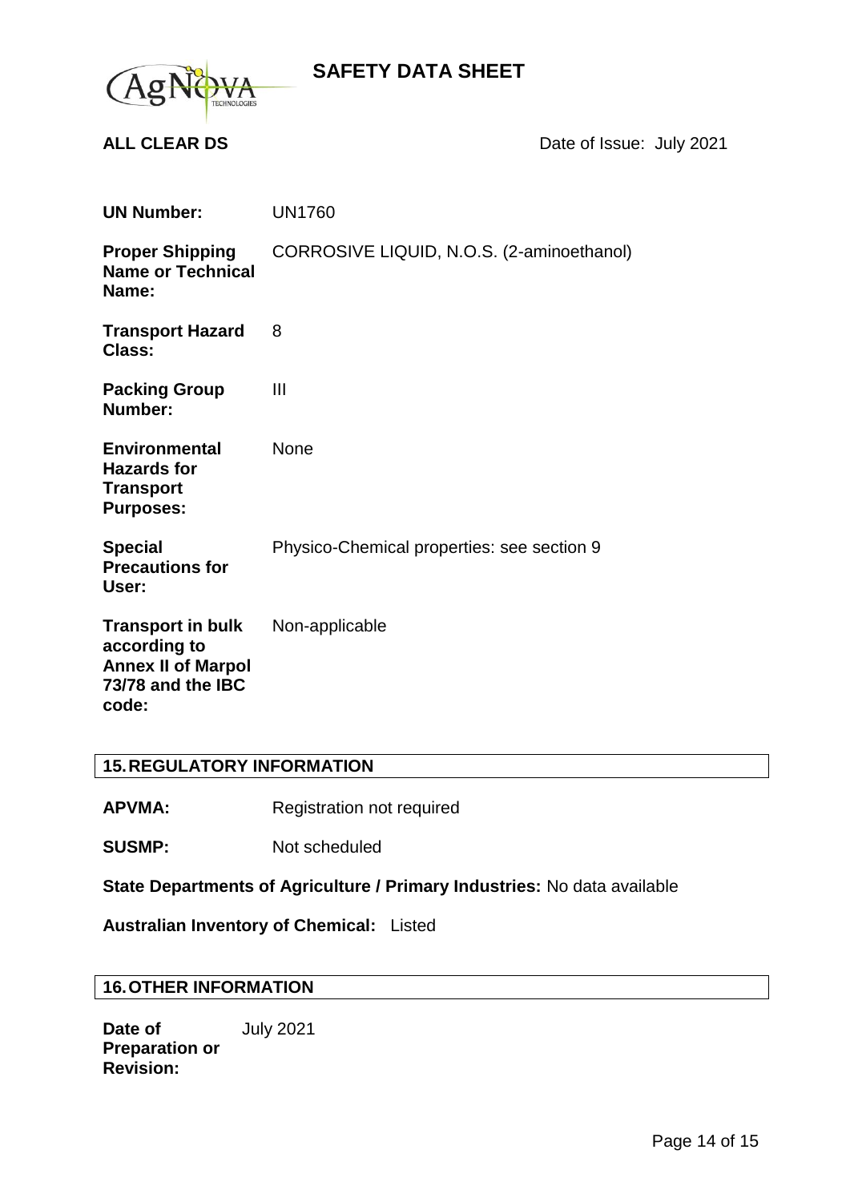**SAFETY DATA SHEET**

**ALL CLEAR DS** Date of Issue: July 2021

| | |
|---|---|
| **UN Number:** | UN1760 |
| **Proper Shipping Name or Technical Name:** | CORROSIVE LIQUID, N.O.S. (2-aminoethanol) |
| **Transport Hazard Class:** | 8 |
| **Packing Group Number:** | III |
| **Environmental Hazards for Transport Purposes:** | None |
| **Special Precautions for User:** | Physico-Chemical properties: see section 9 |
| **Transport in bulk according to Annex II of Marpol 73/78 and the IBC code:** | Non-applicable |

## 15. REGULATORY INFORMATION

**APVMA:** Registration not required

**SUSMP:** Not scheduled

**State Departments of Agriculture / Primary Industries:** No data available

**Australian Inventory of Chemical:** Listed

## 16. OTHER INFORMATION

**Date of Preparation or Revision:** July 2021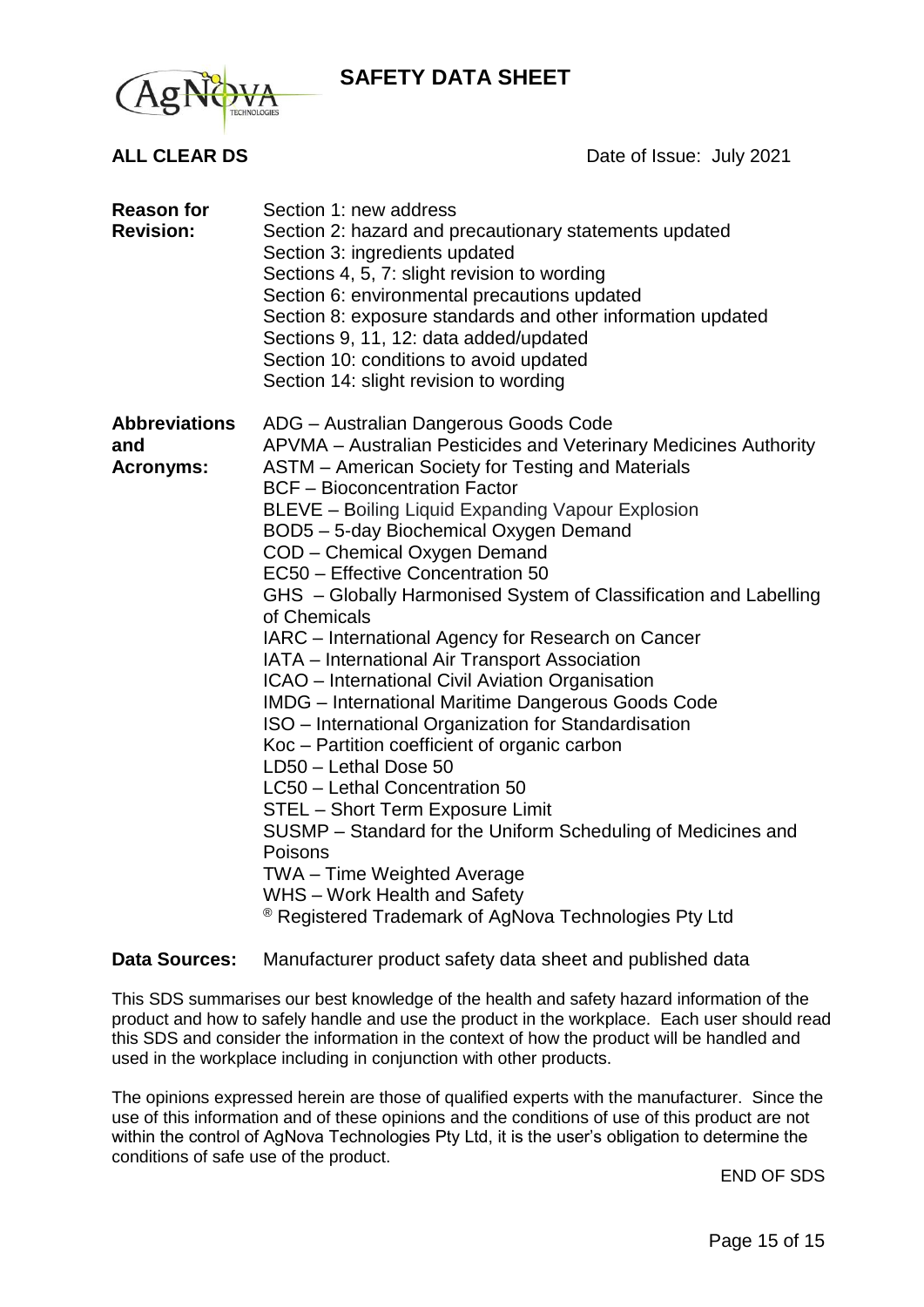**ALL CLEAR DS** Date of Issue: July 2021

| | |
|---|---|
| **Reason for Revision:** | Section 1: new address<br>Section 2: hazard and precautionary statements updated<br>Section 3: ingredients updated<br>Sections 4, 5, 7: slight revision to wording<br>Section 6: environmental precautions updated<br>Section 8: exposure standards and other information updated<br>Sections 9, 11, 12: data added/updated<br>Section 10: conditions to avoid updated<br>Section 14: slight revision to wording |
| **Abbreviations and Acronyms:** | ADG – Australian Dangerous Goods Code<br>APVMA – Australian Pesticides and Veterinary Medicines Authority<br>ASTM – American Society for Testing and Materials<br>BCF – Bioconcentration Factor<br>BLEVE – Boiling Liquid Expanding Vapour Explosion<br>BOD5 – 5-day Biochemical Oxygen Demand<br>COD – Chemical Oxygen Demand<br>EC50 – Effective Concentration 50<br>GHS – Globally Harmonised System of Classification and Labelling of Chemicals<br>IARC – International Agency for Research on Cancer<br>IATA – International Air Transport Association<br>ICAO – International Civil Aviation Organisation<br>IMDG – International Maritime Dangerous Goods Code<br>ISO – International Organization for Standardisation<br>Koc – Partition coefficient of organic carbon<br>LD50 – Lethal Dose 50<br>LC50 – Lethal Concentration 50<br>STEL – Short Term Exposure Limit<br>SUSMP – Standard for the Uniform Scheduling of Medicines and Poisons<br>TWA – Time Weighted Average<br>WHS – Work Health and Safety<br>® Registered Trademark of AgNova Technologies Pty Ltd |
| **Data Sources:** | Manufacturer product safety data sheet and published data |

This SDS summarises our best knowledge of the health and safety hazard information of the product and how to safely handle and use the product in the workplace. Each user should read this SDS and consider the information in the context of how the product will be handled and used in the workplace including in conjunction with other products.

The opinions expressed herein are those of qualified experts with the manufacturer. Since the use of this information and of these opinions and the conditions of use of this product are not within the control of AgNova Technologies Pty Ltd, it is the user's obligation to determine the conditions of safe use of the product.

END OF SDS